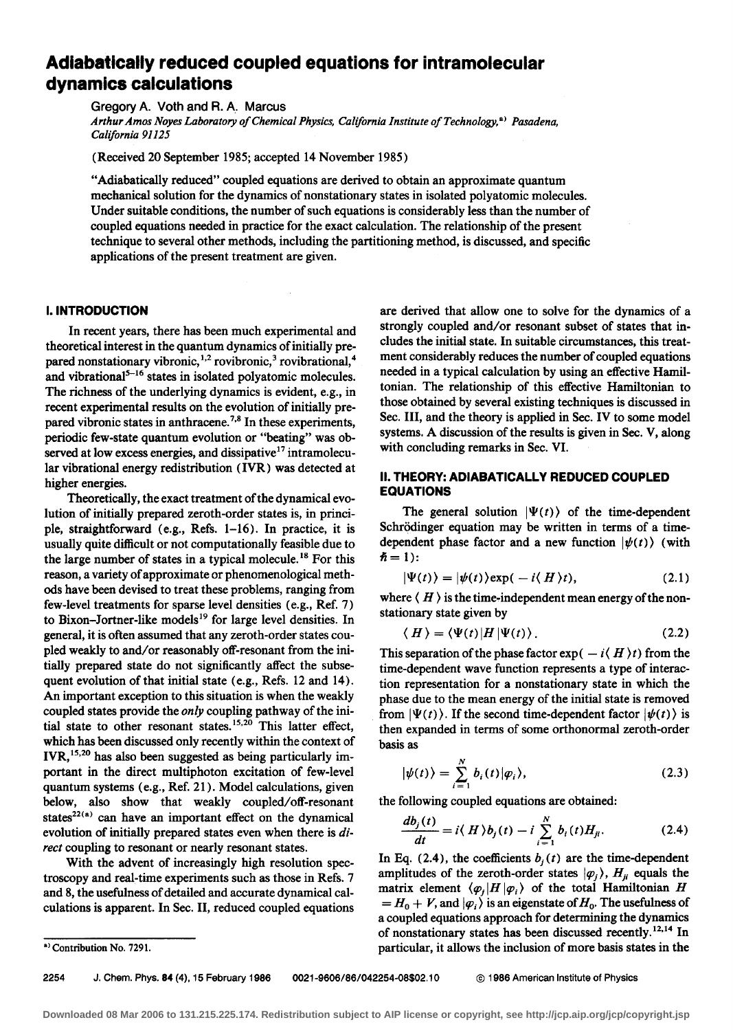# Adiabatically reduced coupled equations for intramolecular dynamics calculations

Gregory A. Voth and R. A. Marcus

*Arthur Amos Noyes Laboratory of Chemical Physics, California Institute of Technology,[a] Pasadena, California 91125*

(Received 20 September 1985; accepted 14 November 1985)

"Adiabatically reduced" coupled equations are derived to obtain an approximate quantum mechanical solution for the dynamics of nonstationary states in isolated polyatomic molecules. Under suitable conditions, the number of such equations is considerably less than the number of coupled equations needed in practice for the exact calculation. The relationship of the present technique to several other methods, including the partitioning method, is discussed, and specific applications of the present treatment are given.

## I. INTRODUCTION

In recent years, there has been much experimental and theoretical interest in the quantum dynamics of initially prepared nonstationary vibronic,[1,2] rovibronic,[3] rovibrational,[4] and vibrational[5–16] states in isolated polyatomic molecules. The richness of the underlying dynamics is evident, e.g., in recent experimental results on the evolution of initially prepared vibronic states in anthracene.[7,8] In these experiments, periodic few-state quantum evolution or "beating" was observed at low excess energies, and dissipative[17] intramolecular vibrational energy redistribution (IVR) was detected at higher energies.

Theoretically, the exact treatment of the dynamical evolution of initially prepared zeroth-order states is, in principle, straightforward (e.g., Refs. 1–16). In practice, it is usually quite difficult or not computationally feasible due to the large number of states in a typical molecule.[18] For this reason, a variety of approximate or phenomenological methods have been devised to treat these problems, ranging from few-level treatments for sparse level densities (e.g., Ref. 7) to Bixon–Jortner-like models[19] for large level densities. In general, it is often assumed that any zeroth-order states coupled weakly to and/or reasonably off-resonant from the initially prepared state do not significantly affect the subsequent evolution of that initial state (e.g., Refs. 12 and 14). An important exception to this situation is when the weakly coupled states provide the *only* coupling pathway of the initial state to other resonant states.[15,20] This latter effect, which has been discussed only recently within the context of IVR,[15,20] has also been suggested as being particularly important in the direct multiphoton excitation of few-level quantum systems (e.g., Ref. 21). Model calculations, given below, also show that weakly coupled/off-resonant states[22(a)] can have an important effect on the dynamical evolution of initially prepared states even when there is *direct* coupling to resonant or nearly resonant states.

With the advent of increasingly high resolution spectroscopy and real-time experiments such as those in Refs. 7 and 8, the usefulness of detailed and accurate dynamical calculations is apparent. In Sec. II, reduced coupled equations are derived that allow one to solve for the dynamics of a strongly coupled and/or resonant subset of states that includes the initial state. In suitable circumstances, this treatment considerably reduces the number of coupled equations needed in a typical calculation by using an effective Hamiltonian. The relationship of this effective Hamiltonian to those obtained by several existing techniques is discussed in Sec. III, and the theory is applied in Sec. IV to some model systems. A discussion of the results is given in Sec. V, along with concluding remarks in Sec. VI.

## II. THEORY: ADIABATICALLY REDUCED COUPLED EQUATIONS

The general solution $|\Psi(t)\rangle$ of the time-dependent Schrödinger equation may be written in terms of a time-dependent phase factor and a new function $|\psi(t)\rangle$ (with $\hbar = 1$):

$$|\Psi(t)\rangle = |\psi(t)\rangle \exp(-i\langle H\rangle t), \tag{2.1}$$

where $\langle H\rangle$ is the time-independent mean energy of the nonstationary state given by

$$\langle H\rangle = \langle \Psi(t)|H|\Psi(t)\rangle. \tag{2.2}$$

This separation of the phase factor $\exp(-i\langle H\rangle t)$ from the time-dependent wave function represents a type of interaction representation for a nonstationary state in which the phase due to the mean energy of the initial state is removed from $|\Psi(t)\rangle$. If the second time-dependent factor $|\psi(t)\rangle$ is then expanded in terms of some orthonormal zeroth-order basis as

$$|\psi(t)\rangle = \sum_{i=1}^{N} b_i(t)|\varphi_i\rangle, \tag{2.3}$$

the following coupled equations are obtained:

$$\frac{db_j(t)}{dt} = i\langle H\rangle b_j(t) - i\sum_{i=1}^{N} b_i(t) H_{ji}. \tag{2.4}$$

In Eq. (2.4), the coefficients $b_j(t)$ are the time-dependent amplitudes of the zeroth-order states $|\varphi_j\rangle$, $H_{ji}$ equals the matrix element $\langle\varphi_j|H|\varphi_i\rangle$ of the total Hamiltonian $H = H_0 + V$, and $|\varphi_i\rangle$ is an eigenstate of $H_0$. The usefulness of a coupled equations approach for determining the dynamics of nonstationary states has been discussed recently.[12,14] In particular, it allows the inclusion of more basis states in the

[a] Contribution No. 7291.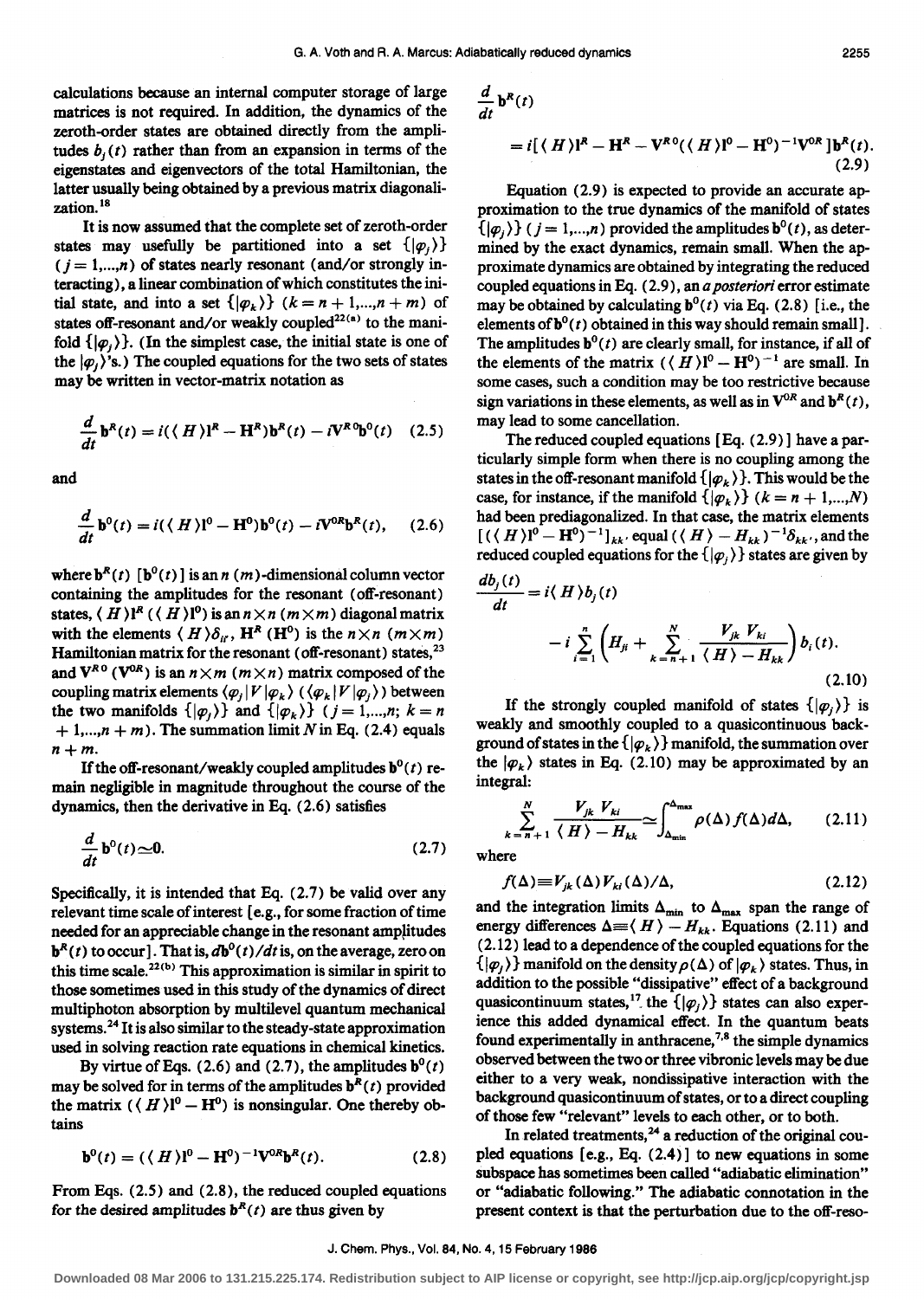calculations because an internal computer storage of large matrices is not required. In addition, the dynamics of the zeroth-order states are obtained directly from the amplitudes $b_j(t)$ rather than from an expansion in terms of the eigenstates and eigenvectors of the total Hamiltonian, the latter usually being obtained by a previous matrix diagonalization.[18]

It is now assumed that the complete set of zeroth-order states may usefully be partitioned into a set $\{|\varphi_j\rangle\}$ $(j=1,...,n)$ of states nearly resonant (and/or strongly interacting), a linear combination of which constitutes the initial state, and into a set $\{|\varphi_k\rangle\}$ $(k=n+1,...,n+m)$ of states off-resonant and/or weakly coupled[22(a)] to the manifold $\{|\varphi_j\rangle\}$. (In the simplest case, the initial state is one of the $|\varphi_j\rangle$'s.) The coupled equations for the two sets of states may be written in vector-matrix notation as

$$\frac{d}{dt}\mathbf{b}^R(t) = i(\langle H\rangle \mathbf{1}^R - \mathbf{H}^R)\mathbf{b}^R(t) - i\mathbf{V}^{R0}\mathbf{b}^0(t) \quad (2.5)$$

and

$$\frac{d}{dt}\mathbf{b}^0(t) = i(\langle H\rangle \mathbf{1}^0 - \mathbf{H}^0)\mathbf{b}^0(t) - i\mathbf{V}^{0R}\mathbf{b}^R(t), \quad (2.6)$$

where $\mathbf{b}^R(t)$ $[\mathbf{b}^0(t)]$ is an $n$ $(m)$-dimensional column vector containing the amplitudes for the resonant (off-resonant) states, $\langle H\rangle \mathbf{1}^R$ $(\langle H\rangle \mathbf{1}^0)$ is an $n\times n$ $(m\times m)$ diagonal matrix with the elements $\langle H\rangle \delta_{ii'}$, $\mathbf{H}^R$ $(\mathbf{H}^0)$ is the $n\times n$ $(m\times m)$ Hamiltonian matrix for the resonant (off-resonant) states,[23] and $\mathbf{V}^{R0}$ $(\mathbf{V}^{0R})$ is an $n\times m$ $(m\times n)$ matrix composed of the coupling matrix elements $\langle\varphi_j|V|\varphi_k\rangle$ $(\langle\varphi_k|V|\varphi_j\rangle)$ between the two manifolds $\{|\varphi_j\rangle\}$ and $\{|\varphi_k\rangle\}$ $(j=1,...,n;\ k=n+1,...,n+m)$. The summation limit $N$ in Eq. (2.4) equals $n+m$.

If the off-resonant/weakly coupled amplitudes $\mathbf{b}^0(t)$ remain negligible in magnitude throughout the course of the dynamics, then the derivative in Eq. (2.6) satisfies

$$\frac{d}{dt}\mathbf{b}^0(t) \simeq 0. \quad (2.7)$$

Specifically, it is intended that Eq. (2.7) be valid over any relevant time scale of interest [e.g., for some fraction of time needed for an appreciable change in the resonant amplitudes $\mathbf{b}^R(t)$ to occur]. That is, $d\mathbf{b}^0(t)/dt$ is, on the average, zero on this time scale.[22(b)] This approximation is similar in spirit to those sometimes used in this study of the dynamics of direct multiphoton absorption by multilevel quantum mechanical systems.[24] It is also similar to the steady-state approximation used in solving reaction rate equations in chemical kinetics.

By virtue of Eqs. (2.6) and (2.7), the amplitudes $\mathbf{b}^0(t)$ may be solved for in terms of the amplitudes $\mathbf{b}^R(t)$ provided the matrix $(\langle H\rangle \mathbf{1}^0 - \mathbf{H}^0)$ is nonsingular. One thereby obtains

$$\mathbf{b}^0(t) = (\langle H\rangle \mathbf{1}^0 - \mathbf{H}^0)^{-1}\mathbf{V}^{0R}\mathbf{b}^R(t). \quad (2.8)$$

From Eqs. (2.5) and (2.8), the reduced coupled equations for the desired amplitudes $\mathbf{b}^R(t)$ are thus given by

$$\frac{d}{dt}\mathbf{b}^R(t) = i[\langle H\rangle \mathbf{1}^R - \mathbf{H}^R - \mathbf{V}^{R0}(\langle H\rangle \mathbf{1}^0 - \mathbf{H}^0)^{-1}\mathbf{V}^{0R}]\mathbf{b}^R(t). \quad (2.9)$$

Equation (2.9) is expected to provide an accurate approximation to the true dynamics of the manifold of states $\{|\varphi_j\rangle\}$ $(j=1,...,n)$ provided the amplitudes $\mathbf{b}^0(t)$, as determined by the exact dynamics, remain small. When the approximate dynamics are obtained by integrating the reduced coupled equations in Eq. (2.9), an *a posteriori* error estimate may be obtained by calculating $\mathbf{b}^0(t)$ via Eq. (2.8) [i.e., the elements of $\mathbf{b}^0(t)$ obtained in this way should remain small]. The amplitudes $\mathbf{b}^0(t)$ are clearly small, for instance, if all of the elements of the matrix $(\langle H\rangle \mathbf{1}^0 - \mathbf{H}^0)^{-1}$ are small. In some cases, such a condition may be too restrictive because sign variations in these elements, as well as in $\mathbf{V}^{0R}$ and $\mathbf{b}^R(t)$, may lead to some cancellation.

The reduced coupled equations [Eq. (2.9)] have a particularly simple form when there is no coupling among the states in the off-resonant manifold $\{|\varphi_k\rangle\}$. This would be the case, for instance, if the manifold $\{|\varphi_k\rangle\}$ $(k=n+1,...,N)$ had been prediagonalized. In that case, the matrix elements $[(\langle H\rangle \mathbf{1}^0 - \mathbf{H}^0)^{-1}]_{kk'}$ equal $(\langle H\rangle - H_{kk})^{-1}\delta_{kk'}$, and the reduced coupled equations for the $\{|\varphi_j\rangle\}$ states are given by

$$\frac{db_j(t)}{dt} = i\langle H\rangle b_j(t) - i\sum_{i=1}^{n}\left(H_{ji} + \sum_{k=n+1}^{N}\frac{V_{jk}V_{ki}}{\langle H\rangle - H_{kk}}\right)b_i(t). \quad (2.10)$$

If the strongly coupled manifold of states $\{|\varphi_j\rangle\}$ is weakly and smoothly coupled to a quasicontinuous background of states in the $\{|\varphi_k\rangle\}$ manifold, the summation over the $|\varphi_k\rangle$ states in Eq. (2.10) may be approximated by an integral:

$$\sum_{k=n+1}^{N}\frac{V_{jk}V_{ki}}{\langle H\rangle - H_{kk}} \simeq \int_{\Delta_{\min}}^{\Delta_{\max}}\rho(\Delta)f(\Delta)d\Delta, \quad (2.11)$$

where

$$f(\Delta) \equiv V_{jk}(\Delta)V_{ki}(\Delta)/\Delta, \quad (2.12)$$

and the integration limits $\Delta_{\min}$ to $\Delta_{\max}$ span the range of energy differences $\Delta \equiv \langle H\rangle - H_{kk}$. Equations (2.11) and (2.12) lead to a dependence of the coupled equations for the $\{|\varphi_j\rangle\}$ manifold on the density $\rho(\Delta)$ of $|\varphi_k\rangle$ states. Thus, in addition to the possible "dissipative" effect of a background quasicontinuum states,[17] the $\{|\varphi_j\rangle\}$ states can also experience this added dynamical effect. In the quantum beats found experimentally in anthracene,[7,8] the simple dynamics observed between the two or three vibronic levels may be due either to a very weak, nondissipative interaction with the background quasicontinuum of states, or to a direct coupling of those few "relevant" levels to each other, or to both.

In related treatments,[24] a reduction of the original coupled equations [e.g., Eq. (2.4)] to new equations in some subspace has sometimes been called "adiabatic elimination" or "adiabatic following." The adiabatic connotation in the present context is that the perturbation due to the off-reso-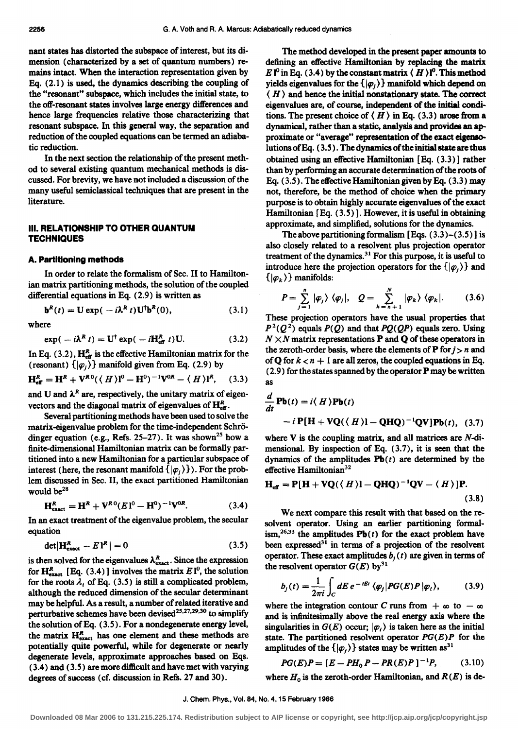nant states has distorted the subspace of interest, but its dimension (characterized by a set of quantum numbers) remains intact. When the interaction representation given by Eq. (2.1) is used, the dynamics describing the coupling of the "resonant" subspace, which includes the initial state, to the off-resonant states involves large energy differences and hence large frequencies relative those characterizing that resonant subspace. In this general way, the separation and reduction of the coupled equations can be termed an adiabatic reduction.

In the next section the relationship of the present method to several existing quantum mechanical methods is discussed. For brevity, we have not included a discussion of the many useful semiclassical techniques that are present in the literature.

## III. RELATIONSHIP TO OTHER QUANTUM TECHNIQUES

### A. Partitioning methods

In order to relate the formalism of Sec. II to Hamiltonian matrix partitioning methods, the solution of the coupled differential equations in Eq. (2.9) is written as

$$\mathbf{b}^R(t) = \mathbf{U}\exp(-i\boldsymbol{\lambda}^R t)\mathbf{U}^\dagger \mathbf{b}^R(0), \tag{3.1}$$

where

$$\exp(-i\boldsymbol{\lambda}^R t) = \mathbf{U}^\dagger \exp(-i\mathbf{H}^R_{\text{eff}} t)\mathbf{U}. \tag{3.2}$$

In Eq. (3.2), $\mathbf{H}^R_{\text{eff}}$ is the effective Hamiltonian matrix for the (resonant) $\{|\varphi_j\rangle\}$ manifold given from Eq. (2.9) by

$$\mathbf{H}^R_{\text{eff}} = \mathbf{H}^R + \mathbf{V}^{R0}(\langle H\rangle \mathbf{1}^0 - \mathbf{H}^0)^{-1}\mathbf{V}^{0R} - \langle H\rangle \mathbf{1}^R, \tag{3.3}$$

and $\mathbf{U}$ and $\boldsymbol{\lambda}^R$ are, respectively, the unitary matrix of eigenvectors and the diagonal matrix of eigenvalues of $\mathbf{H}^R_{\text{eff}}$.

Several partitioning methods have been used to solve the matrix-eigenvalue problem for the time-independent Schrödinger equation (e.g., Refs. 25–27). It was shown[25] how a finite-dimensional Hamiltonian matrix can be formally partitioned into a new Hamiltonian for a particular subspace of interest (here, the resonant manifold $\{|\varphi_j\rangle\}$). For the problem discussed in Sec. II, the exact partitioned Hamiltonian would be[28]

$$\mathbf{H}^R_{\text{exact}} = \mathbf{H}^R + \mathbf{V}^{R0}(E\mathbf{1}^0 - \mathbf{H}^0)^{-1}\mathbf{V}^{0R}. \tag{3.4}$$

In an exact treatment of the eigenvalue problem, the secular equation

$$\det|\mathbf{H}^R_{\text{exact}} - E\mathbf{1}^R| = 0 \tag{3.5}$$

is then solved for the eigenvalues $\lambda^R_{\text{exact}}$. Since the expression for $\mathbf{H}^R_{\text{exact}}$ [Eq. (3.4)] involves the matrix $E\mathbf{1}^0$, the solution for the roots $\lambda_i$ of Eq. (3.5) is still a complicated problem, although the reduced dimension of the secular determinant may be helpful. As a result, a number of related iterative and perturbative schemes have been devised[25,27,29,30] to simplify the solution of Eq. (3.5). For a nondegenerate energy level, the matrix $\mathbf{H}^R_{\text{exact}}$ has one element and these methods are potentially quite powerful, while for degenerate or nearly degenerate levels, approximate approaches based on Eqs. (3.4) and (3.5) are more difficult and have met with varying degrees of success (cf. discussion in Refs. 27 and 30).

The method developed in the present paper amounts to defining an effective Hamiltonian by replacing the matrix $E\mathbf{1}^0$ in Eq. (3.4) by the constant matrix $\langle H\rangle \mathbf{1}^0$. This method yields eigenvalues for the $\{|\varphi_j\rangle\}$ manifold which depend on $\langle H\rangle$ and hence the initial nonstationary state. The correct eigenvalues are, of course, independent of the initial conditions. The present choice of $\langle H\rangle$ in Eq. (3.3) arose from a dynamical, rather than a static, analysis and provides an approximate or "average" representation of the exact eigensolutions of Eq. (3.5). The dynamics of the initial state are thus obtained using an effective Hamiltonian [Eq. (3.3)] rather than by performing an accurate determination of the roots of Eq. (3.5). The effective Hamiltonian given by Eq. (3.3) may not, therefore, be the method of choice when the primary purpose is to obtain highly accurate eigenvalues of the exact Hamiltonian [Eq. (3.5)]. However, it is useful in obtaining approximate, and simplified, solutions for the dynamics.

The above partitioning formalism [Eqs. (3.3)–(3.5)] is also closely related to a resolvent plus projection operator treatment of the dynamics.[31] For this purpose, it is useful to introduce here the projection operators for the $\{|\varphi_j\rangle\}$ and $\{|\varphi_k\rangle\}$ manifolds:

$$P = \sum_{j=1}^{n} |\varphi_j\rangle\langle\varphi_j|, \quad Q = \sum_{k=n+1}^{N} |\varphi_k\rangle\langle\varphi_k|. \tag{3.6}$$

These projection operators have the usual properties that $P^2(Q^2)$ equals $P(Q)$ and that $PQ(QP)$ equals zero. Using $N\times N$ matrix representations $\mathbf{P}$ and $\mathbf{Q}$ of these operators in the zeroth-order basis, where the elements of $\mathbf{P}$ for $j > n$ and of $\mathbf{Q}$ for $k < n+1$ are all zeros, the coupled equations in Eq. (2.9) for the states spanned by the operator $\mathbf{P}$ may be written as

$$\frac{d}{dt}\mathbf{Pb}(t) = i\langle H\rangle \mathbf{Pb}(t) - i\,\mathbf{P}[\mathbf{H} + \mathbf{VQ}(\langle H\rangle \mathbf{1} - \mathbf{QHQ})^{-1}\mathbf{QV}]\mathbf{Pb}(t), \tag{3.7}$$

where $\mathbf{V}$ is the coupling matrix, and all matrices are $N$-dimensional. By inspection of Eq. (3.7), it is seen that the dynamics of the amplitudes $\mathbf{Pb}(t)$ are determined by the effective Hamiltonian[32]

$$\mathbf{H}_{\text{eff}} = \mathbf{P}[\mathbf{H} + \mathbf{VQ}(\langle H\rangle \mathbf{1} - \mathbf{QHQ})^{-1}\mathbf{QV} - \langle H\rangle]\mathbf{P}. \tag{3.8}$$

We next compare this result with that based on the resolvent operator. Using an earlier partitioning formalism,[26,33] the amplitudes $\mathbf{Pb}(t)$ for the exact problem have been expressed[31] in terms of a projection of the resolvent operator. These exact amplitudes $b_j(t)$ are given in terms of the resolvent operator $G(E)$ by[31]

$$b_j(t) = \frac{1}{2\pi i}\int_C dE\, e^{-iEt}\langle\varphi_j|PG(E)P|\varphi_i\rangle, \tag{3.9}$$

where the integration contour $C$ runs from $+\infty$ to $-\infty$ and is infinitesimally above the real energy axis where the singularities in $G(E)$ occur; $|\varphi_i\rangle$ is taken here as the initial state. The partitioned resolvent operator $PG(E)P$ for the amplitudes of the $\{|\varphi_j\rangle\}$ states may be written as[31]

$$PG(E)P = [E - PH_0P - PR(E)P]^{-1}P, \tag{3.10}$$

where $H_0$ is the zeroth-order Hamiltonian, and $R(E)$ is de-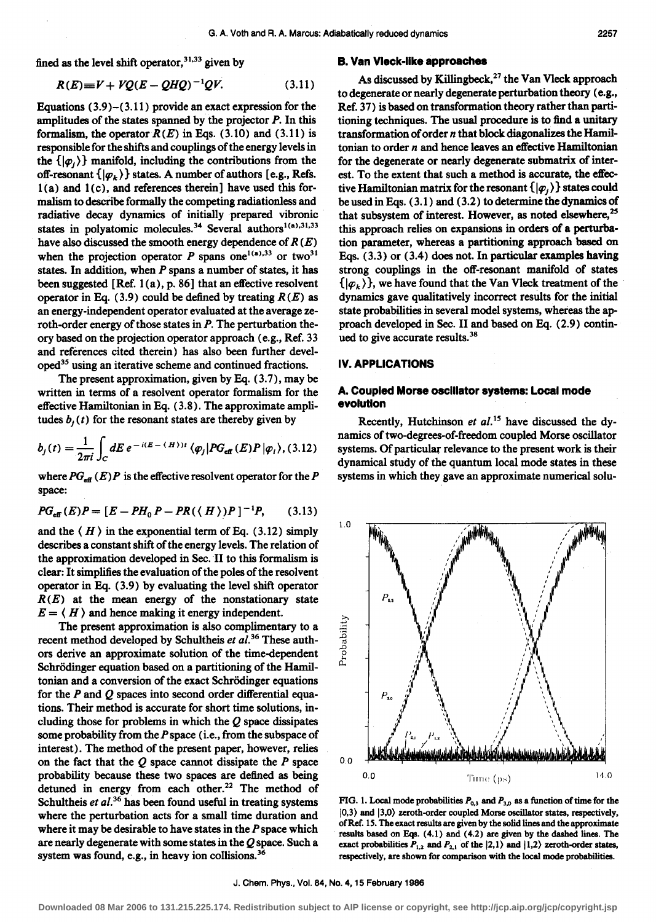fined as the level shift operator,[31,33] given by

$$R(E) \equiv V + VQ(E - QHQ)^{-1}QV. \tag{3.11}$$

Equations (3.9)–(3.11) provide an exact expression for the amplitudes of the states spanned by the projector $P$. In this formalism, the operator $R(E)$ in Eqs. (3.10) and (3.11) is responsible for the shifts and couplings of the energy levels in the $\{|\varphi_j\rangle\}$ manifold, including the contributions from the off-resonant $\{|\varphi_k\rangle\}$ states. A number of authors [e.g., Refs. 1(a) and 1(c), and references therein] have used this formalism to describe formally the competing radiationless and radiative decay dynamics of initially prepared vibronic states in polyatomic molecules.[34] Several authors[1(a),31,33] have also discussed the smooth energy dependence of $R(E)$ when the projection operator $P$ spans one[1(a),33] or two[31] states. In addition, when $P$ spans a number of states, it has been suggested [Ref. 1(a), p. 86] that an effective resolvent operator in Eq. (3.9) could be defined by treating $R(E)$ as an energy-independent operator evaluated at the average zeroth-order energy of those states in $P$. The perturbation theory based on the projection operator approach (e.g., Ref. 33 and references cited therein) has also been further developed[35] using an iterative scheme and continued fractions.

The present approximation, given by Eq. (3.7), may be written in terms of a resolvent operator formalism for the effective Hamiltonian in Eq. (3.8). The approximate amplitudes $b_j(t)$ for the resonant states are thereby given by

$$b_j(t) = \frac{1}{2\pi i}\int_C dE\, e^{-i(E - \langle H\rangle)t}\langle\varphi_j|PG_{\text{eff}}(E)P|\varphi_i\rangle, \tag{3.12}$$

where $PG_{\text{eff}}(E)P$ is the effective resolvent operator for the $P$ space:

$$PG_{\text{eff}}(E)P = [E - PH_0P - PR(\langle H\rangle)P]^{-1}P, \tag{3.13}$$

and the $\langle H\rangle$ in the exponential term of Eq. (3.12) simply describes a constant shift of the energy levels. The relation of the approximation developed in Sec. II to this formalism is clear: It simplifies the evaluation of the poles of the resolvent operator in Eq. (3.9) by evaluating the level shift operator $R(E)$ at the mean energy of the nonstationary state $E = \langle H\rangle$ and hence making it energy independent.

The present approximation is also complimentary to a recent method developed by Schultheis *et al.*[36] These authors derive an approximate solution of the time-dependent Schrödinger equation based on a partitioning of the Hamiltonian and a conversion of the exact Schrödinger equations for the $P$ and $Q$ spaces into second order differential equations. Their method is accurate for short time solutions, including those for problems in which the $Q$ space dissipates some probability from the $P$ space (i.e., from the subspace of interest). The method of the present paper, however, relies on the fact that the $Q$ space cannot dissipate the $P$ space probability because these two spaces are defined as being detuned in energy from each other.[22] The method of Schultheis *et al.*[36] has been found useful in treating systems where the perturbation acts for a small time duration and where it may be desirable to have states in the $P$ space which are nearly degenerate with some states in the $Q$ space. Such a system was found, e.g., in heavy ion collisions.[36]

### B. Van Vleck-like approaches

As discussed by Killingbeck,[27] the Van Vleck approach to degenerate or nearly degenerate perturbation theory (e.g., Ref. 37) is based on transformation theory rather than partitioning techniques. The usual procedure is to find a unitary transformation of order $n$ that block diagonalizes the Hamiltonian to order $n$ and hence leaves an effective Hamiltonian for the degenerate or nearly degenerate submatrix of interest. To the extent that such a method is accurate, the effective Hamiltonian matrix for the resonant $\{|\varphi_j\rangle\}$ states could be used in Eqs. (3.1) and (3.2) to determine the dynamics of that subsystem of interest. However, as noted elsewhere,[25] this approach relies on expansions in orders of a perturbation parameter, whereas a partitioning approach based on Eqs. (3.3) or (3.4) does not. In particular examples having strong couplings in the off-resonant manifold of states $\{|\varphi_k\rangle\}$, we have found that the Van Vleck treatment of the dynamics gave qualitatively incorrect results for the initial state probabilities in several model systems, whereas the approach developed in Sec. II and based on Eq. (2.9) continued to give accurate results.[38]

## IV. APPLICATIONS

### A. Coupled Morse oscillator systems: Local mode evolution

Recently, Hutchinson *et al.*[15] have discussed the dynamics of two-degrees-of-freedom coupled Morse oscillator systems. Of particular relevance to the present work is their dynamical study of the quantum local mode states in these systems in which they gave an approximate numerical solu-

FIG. 1. Local mode probabilities $P_{0,3}$ and $P_{3,0}$ as a function of time for the $|0,3\rangle$ and $|3,0\rangle$ zeroth-order coupled Morse oscillator states, respectively, of Ref. 15. The exact results are given by the solid lines and the approximate results based on Eqs. (4.1) and (4.2) are given by the dashed lines. The exact probabilities $P_{1,2}$ and $P_{2,1}$ of the $|2,1\rangle$ and $|1,2\rangle$ zeroth-order states, respectively, are shown for comparison with the local mode probabilities.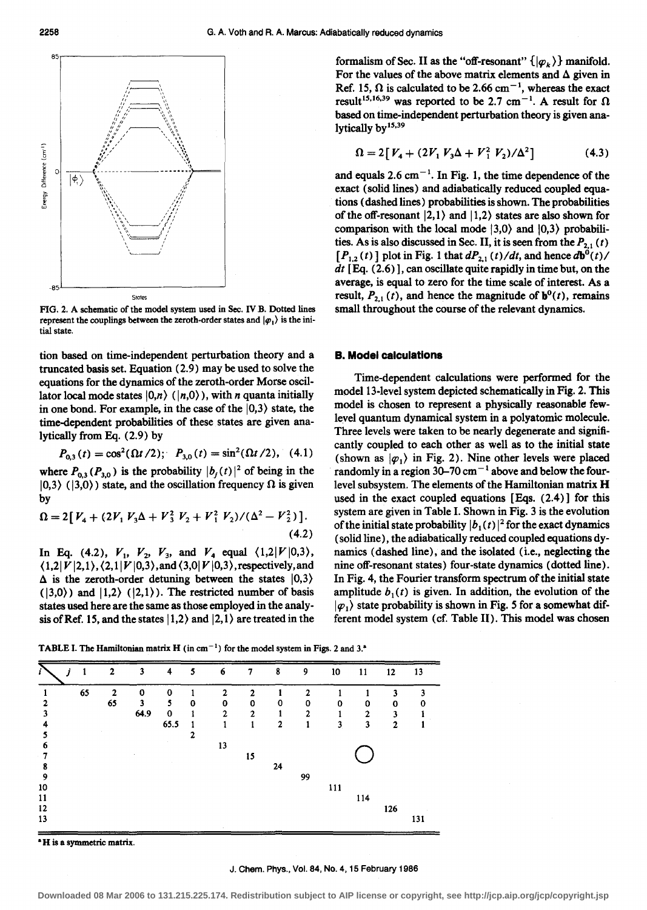FIG. 2. A schematic of the model system used in Sec. IV B. Dotted lines represent the couplings between the zeroth-order states and $|\varphi_1\rangle$ is the initial state.

tion based on time-independent perturbation theory and a truncated basis set. Equation (2.9) may be used to solve the equations for the dynamics of the zeroth-order Morse oscillator local mode states $|0,n\rangle$ ($|n,0\rangle$), with $n$ quanta initially in one bond. For example, in the case of the $|0,3\rangle$ state, the time-dependent probabilities of these states are given analytically from Eq. (2.9) by

$$P_{0,3}(t) = \cos^2(\Omega t/2); \quad P_{3,0}(t) = \sin^2(\Omega t/2), \quad (4.1)$$

where $P_{0,3}$ ($P_{3,0}$) is the probability $|b_j(t)|^2$ of being in the $|0,3\rangle$ ($|3,0\rangle$) state, and the oscillation frequency $\Omega$ is given by

$$\Omega = 2[V_4 + (2V_1 V_3 \Delta + V_3^2 V_2 + V_1^2 V_2)/(\Delta^2 - V_2^2)]. \quad (4.2)$$

In Eq. (4.2), $V_1$, $V_2$, $V_3$, and $V_4$ equal $\langle 1,2|V|0,3\rangle$, $\langle 1,2|V|2,1\rangle$, $\langle 2,1|V|0,3\rangle$, and $\langle 3,0|V|0,3\rangle$, respectively, and $\Delta$ is the zeroth-order detuning between the states $|0,3\rangle$ ($|3,0\rangle$) and $|1,2\rangle$ ($|2,1\rangle$). The restricted number of basis states used here are the same as those employed in the analysis of Ref. 15, and the states $|1,2\rangle$ and $|2,1\rangle$ are treated in the formalism of Sec. II as the "off-resonant" $\{|\varphi_k\rangle\}$ manifold. For the values of the above matrix elements and $\Delta$ given in Ref. 15, $\Omega$ is calculated to be 2.66 cm$^{-1}$, whereas the exact result[15,16,39] was reported to be 2.7 cm$^{-1}$. A result for $\Omega$ based on time-independent perturbation theory is given analytically by[15,39]

$$\Omega = 2[V_4 + (2V_1 V_3 \Delta + V_1^2 V_2)/\Delta^2] \quad (4.3)$$

and equals 2.6 cm$^{-1}$. In Fig. 1, the time dependence of the exact (solid lines) and adiabatically reduced coupled equations (dashed lines) probabilities is shown. The probabilities of the off-resonant $|2,1\rangle$ and $|1,2\rangle$ states are also shown for comparison with the local mode $|3,0\rangle$ and $|0,3\rangle$ probabilities. As is also discussed in Sec. II, it is seen from the $P_{2,1}(t)$ [$P_{1,2}(t)$] plot in Fig. 1 that $dP_{2,1}(t)/dt$, and hence $d\mathbf{b}^0(t)/dt$ [Eq. (2.6)], can oscillate quite rapidly in time but, on the average, is equal to zero for the time scale of interest. As a result, $P_{2,1}(t)$, and hence the magnitude of $\mathbf{b}^0(t)$, remains small throughout the course of the relevant dynamics.

### B. Model calculations

Time-dependent calculations were performed for the model 13-level system depicted schematically in Fig. 2. This model is chosen to represent a physically reasonable few-level quantum dynamical system in a polyatomic molecule. Three levels were taken to be nearly degenerate and significantly coupled to each other as well as to the initial state (shown as $|\varphi_1\rangle$ in Fig. 2). Nine other levels were placed randomly in a region 30–70 cm$^{-1}$ above and below the four-level subsystem. The elements of the Hamiltonian matrix **H** used in the exact coupled equations [Eqs. (2.4)] for this system are given in Table I. Shown in Fig. 3 is the evolution of the initial state probability $|b_1(t)|^2$ for the exact dynamics (solid line), the adiabatically reduced coupled equations dynamics (dashed line), and the isolated (i.e., neglecting the nine off-resonant states) four-state dynamics (dotted line). In Fig. 4, the Fourier transform spectrum of the initial state amplitude $b_1(t)$ is given. In addition, the evolution of the $|\varphi_1\rangle$ state probability is shown in Fig. 5 for a somewhat different model system (cf. Table II). This model was chosen

TABLE I. The Hamiltonian matrix **H** (in cm$^{-1}$) for the model system in Figs. 2 and 3.[a]

| $i$ \ $j$ | 1 | 2 | 3 | 4 | 5 | 6 | 7 | 8 | 9 | 10 | 11 | 12 | 13 |
|---|---|---|---|---|---|---|---|---|---|---|---|---|---|
| 1 | 65 | 2 | 0 | 0 | 1 | 2 | 2 | 1 | 2 | 1 | 1 | 3 | 3 |
| 2 | | 65 | 3 | 5 | 0 | 0 | 0 | 0 | 0 | 0 | 0 | 0 | 0 |
| 3 | | | 64.9 | 0 | 1 | 2 | 2 | 1 | 2 | 1 | 2 | 3 | 1 |
| 4 | | | | 65.5 | 1 | 1 | 1 | 2 | 1 | 3 | 3 | 2 | 1 |
| 5 | | | | | 2 | | | | | | | | |
| 6 | | | | | | 13 | | | | | | | |
| 7 | | | | | | | 15 | | | | O | | |
| 8 | | | | | | | | 24 | | | | | |
| 9 | | | | | | | | | 99 | | | | |
| 10 | | | | | | | | | | 111 | | | |
| 11 | | | | | | | | | | | 114 | | |
| 12 | | | | | | | | | | | | 126 | |
| 13 | | | | | | | | | | | | | 131 |

[a] **H** is a symmetric matrix.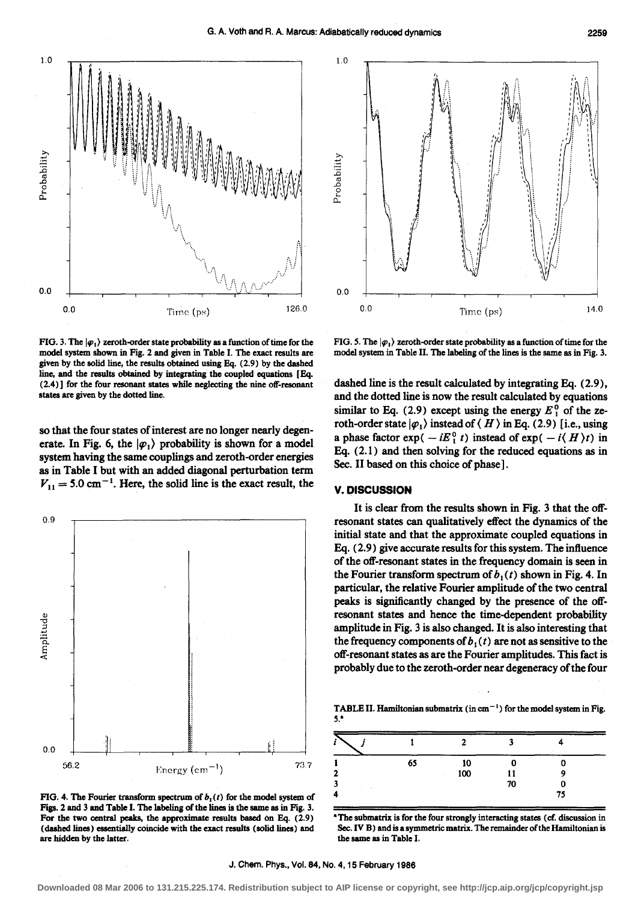FIG. 3. The $|\varphi_1\rangle$ zeroth-order state probability as a function of time for the model system shown in Fig. 2 and given in Table I. The exact results are given by the solid line, the results obtained using Eq. (2.9) by the dashed line, and the results obtained by integrating the coupled equations [Eq. (2.4)] for the four resonant states while neglecting the nine off-resonant states are given by the dotted line.

FIG. 5. The $|\varphi_1\rangle$ zeroth-order state probability as a function of time for the model system in Table II. The labeling of the lines is the same as in Fig. 3.

so that the four states of interest are no longer nearly degenerate. In Fig. 6, the $|\varphi_1\rangle$ probability is shown for a model system having the same couplings and zeroth-order energies as in Table I but with an added diagonal perturbation term $V_{11} = 5.0\ \text{cm}^{-1}$. Here, the solid line is the exact result, the dashed line is the result calculated by integrating Eq. (2.9), and the dotted line is now the result calculated by equations similar to Eq. (2.9) except using the energy $E_1^0$ of the zeroth-order state $|\varphi_1\rangle$ instead of $\langle H \rangle$ in Eq. (2.9) [i.e., using a phase factor $\exp(-iE_1^0 t)$ instead of $\exp(-i\langle H \rangle t)$ in Eq. (2.1) and then solving for the reduced equations as in Sec. II based on this choice of phase].

FIG. 4. The Fourier transform spectrum of $b_1(t)$ for the model system of Figs. 2 and 3 and Table I. The labeling of the lines is the same as in Fig. 3. For the two central peaks, the approximate results based on Eq. (2.9) (dashed lines) essentially coincide with the exact results (solid lines) and are hidden by the latter.

## V. DISCUSSION

It is clear from the results shown in Fig. 3 that the off-resonant states can qualitatively effect the dynamics of the initial state and that the approximate coupled equations in Eq. (2.9) give accurate results for this system. The influence of the off-resonant states in the frequency domain is seen in the Fourier transform spectrum of $b_1(t)$ shown in Fig. 4. In particular, the relative Fourier amplitude of the two central peaks is significantly changed by the presence of the off-resonant states and hence the time-dependent probability amplitude in Fig. 3 is also changed. It is also interesting that the frequency components of $b_1(t)$ are not as sensitive to the off-resonant states as are the Fourier amplitudes. This fact is probably due to the zeroth-order near degeneracy of the four

TABLE II. Hamiltonian submatrix (in $\text{cm}^{-1}$) for the model system in Fig. 5.[a]

| $i \backslash j$ | 1 | 2 | 3 | 4 |
|---|---|---|---|---|
| 1 | 65 | 10 | 0 | 0 |
| 2 | | 100 | 11 | 9 |
| 3 | | | 70 | 0 |
| 4 | | | | 75 |

[a] The submatrix is for the four strongly interacting states (cf. discussion in Sec. IV B) and is a symmetric matrix. The remainder of the Hamiltonian is the same as in Table I.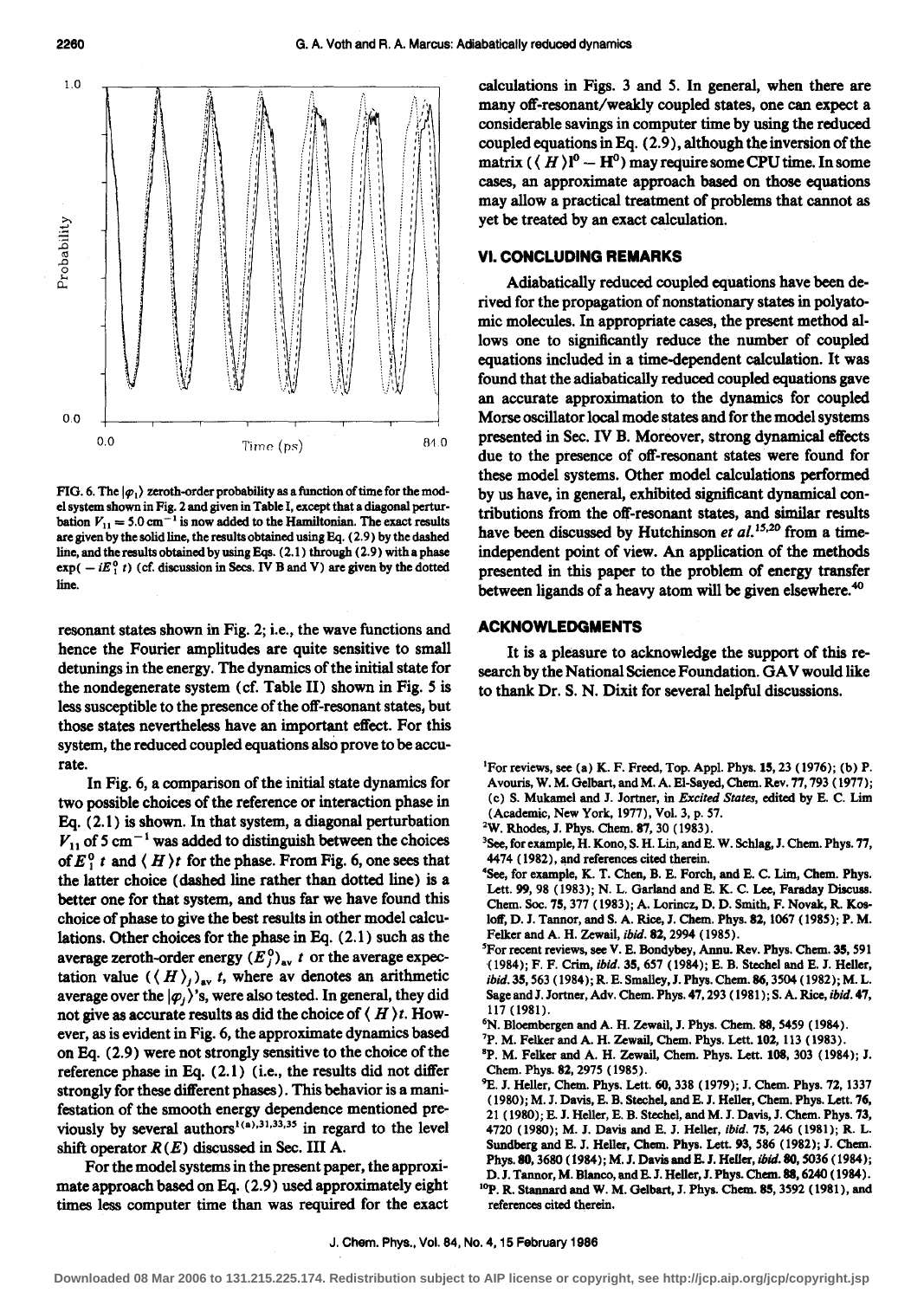FIG. 6. The $|\varphi_1\rangle$ zeroth-order probability as a function of time for the model system shown in Fig. 2 and given in Table I, except that a diagonal perturbation $V_{11} = 5.0\ \mathrm{cm}^{-1}$ is now added to the Hamiltonian. The exact results are given by the solid line, the results obtained using Eq. (2.9) by the dashed line, and the results obtained by using Eqs. (2.1) through (2.9) with a phase $\exp(-iE_1^0 t)$ (cf. discussion in Secs. IV B and V) are given by the dotted line.

resonant states shown in Fig. 2; i.e., the wave functions and hence the Fourier amplitudes are quite sensitive to small detunings in the energy. The dynamics of the initial state for the nondegenerate system (cf. Table II) shown in Fig. 5 is less susceptible to the presence of the off-resonant states, but those states nevertheless have an important effect. For this system, the reduced coupled equations also prove to be accurate.

In Fig. 6, a comparison of the initial state dynamics for two possible choices of the reference or interaction phase in Eq. (2.1) is shown. In that system, a diagonal perturbation $V_{11}$ of $5\ \mathrm{cm}^{-1}$ was added to distinguish between the choices of $E_1^0\, t$ and $\langle H \rangle t$ for the phase. From Fig. 6, one sees that the latter choice (dashed line rather than dotted line) is a better one for that system, and thus far we have found this choice of phase to give the best results in other model calculations. Other choices for the phase in Eq. (2.1) such as the average zeroth-order energy $(E_j^0)_{\mathrm{av}}\, t$ or the average expectation value $(\langle H \rangle_j)_{\mathrm{av}}\, t$, where av denotes an arithmetic average over the $|\varphi_j\rangle$'s, were also tested. In general, they did not give as accurate results as did the choice of $\langle H \rangle t$. However, as is evident in Fig. 6, the approximate dynamics based on Eq. (2.9) were not strongly sensitive to the choice of the reference phase in Eq. (2.1) (i.e., the results did not differ strongly for these different phases). This behavior is a manifestation of the smooth energy dependence mentioned previously by several authors[1(a),31,33,35] in regard to the level shift operator $R(E)$ discussed in Sec. III A.

For the model systems in the present paper, the approximate approach based on Eq. (2.9) used approximately eight times less computer time than was required for the exact calculations in Figs. 3 and 5. In general, when there are many off-resonant/weakly coupled states, one can expect a considerable savings in computer time by using the reduced coupled equations in Eq. (2.9), although the inversion of the matrix $(\langle H \rangle \mathbf{I}^0 - \mathbf{H}^0)$ may require some CPU time. In some cases, an approximate approach based on those equations may allow a practical treatment of problems that cannot as yet be treated by an exact calculation.

## VI. CONCLUDING REMARKS

Adiabatically reduced coupled equations have been derived for the propagation of nonstationary states in polyatomic molecules. In appropriate cases, the present method allows one to significantly reduce the number of coupled equations included in a time-dependent calculation. It was found that the adiabatically reduced coupled equations gave an accurate approximation to the dynamics for coupled Morse oscillator local mode states and for the model systems presented in Sec. IV B. Moreover, strong dynamical effects due to the presence of off-resonant states were found for these model systems. Other model calculations performed by us have, in general, exhibited significant dynamical contributions from the off-resonant states, and similar results have been discussed by Hutchinson *et al.*[15,20] from a time-independent point of view. An application of the methods presented in this paper to the problem of energy transfer between ligands of a heavy atom will be given elsewhere.[40]

## ACKNOWLEDGMENTS

It is a pleasure to acknowledge the support of this research by the National Science Foundation. GAV would like to thank Dr. S. N. Dixit for several helpful discussions.

[1] For reviews, see (a) K. F. Freed, Top. Appl. Phys. **15**, 23 (1976); (b) P. Avouris, W. M. Gelbart, and M. A. El-Sayed, Chem. Rev. **77**, 793 (1977); (c) S. Mukamel and J. Jortner, in *Excited States*, edited by E. C. Lim (Academic, New York, 1977), Vol. 3, p. 57.

[2] W. Rhodes, J. Phys. Chem. **87**, 30 (1983).

[3] See, for example, H. Kono, S. H. Lin, and E. W. Schlag, J. Chem. Phys. **77**, 4474 (1982), and references cited therein.

[4] See, for example, K. T. Chen, B. E. Forch, and E. C. Lim, Chem. Phys. Lett. **99**, 98 (1983); N. L. Garland and E. K. C. Lee, Faraday Discuss. Chem. Soc. **75**, 377 (1983); A. Lorincz, D. D. Smith, F. Novak, R. Kosloff, D. J. Tannor, and S. A. Rice, J. Chem. Phys. **82**, 1067 (1985); P. M. Felker and A. H. Zewail, *ibid.* **82**, 2994 (1985).

[5] For recent reviews, see V. E. Bondybey, Annu. Rev. Phys. Chem. **35**, 591 (1984); F. F. Crim, *ibid.* **35**, 657 (1984); E. B. Stechel and E. J. Heller, *ibid.* **35**, 563 (1984); R. E. Smalley, J. Phys. Chem. **86**, 3504 (1982); M. L. Sage and J. Jortner, Adv. Chem. Phys. **47**, 293 (1981); S. A. Rice, *ibid.* **47**, 117 (1981).

[6] N. Bloembergen and A. H. Zewail, J. Phys. Chem. **88**, 5459 (1984).

[7] P. M. Felker and A. H. Zewail, Chem. Phys. Lett. **102**, 113 (1983).

[8] P. M. Felker and A. H. Zewail, Chem. Phys. Lett. **108**, 303 (1984); J. Chem. Phys. **82**, 2975 (1985).

[9] E. J. Heller, Chem. Phys. Lett. **60**, 338 (1979); J. Chem. Phys. **72**, 1337 (1980); M. J. Davis, E. B. Stechel, and E. J. Heller, Chem. Phys. Lett. **76**, 21 (1980); E. J. Heller, E. B. Stechel, and M. J. Davis, J. Chem. Phys. **73**, 4720 (1980); M. J. Davis and E. J. Heller, *ibid.* **75**, 246 (1981); R. L. Sundberg and E. J. Heller, Chem. Phys. Lett. **93**, 586 (1982); J. Chem. Phys. **80**, 3680 (1984); M. J. Davis and E. J. Heller, *ibid.* **80**, 5036 (1984); D. J. Tannor, M. Blanco, and E. J. Heller, J. Phys. Chem. **88**, 6240 (1984).

[10] P. R. Stannard and W. M. Gelbart, J. Phys. Chem. **85**, 3592 (1981), and references cited therein.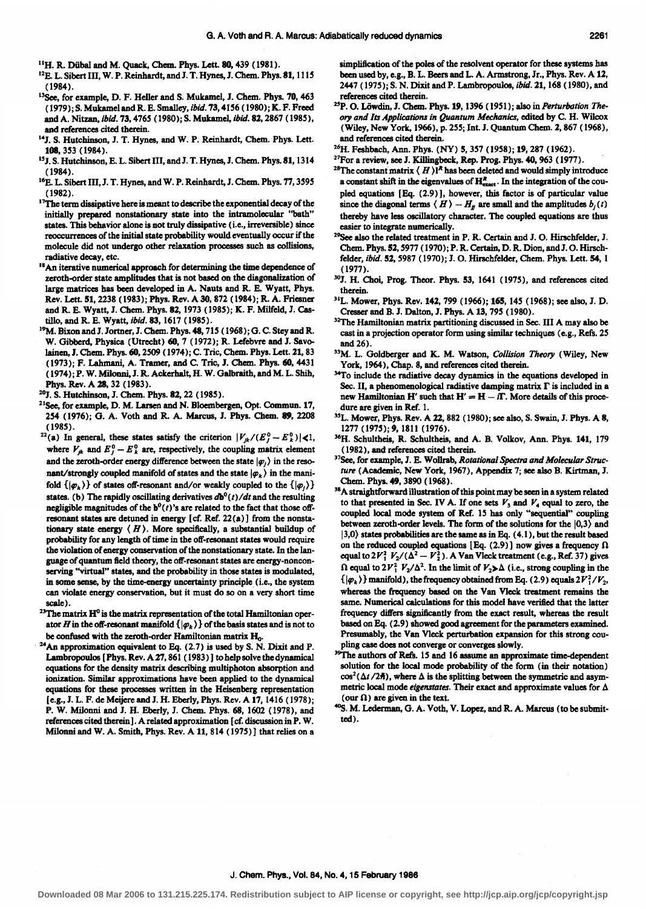[11] H. R. Dübal and M. Quack, Chem. Phys. Lett. **80**, 439 (1981).

[12] E. L. Sibert III, W. P. Reinhardt, and J. T. Hynes, J. Chem. Phys. **81**, 1115 (1984).

[13] See, for example, D. F. Heller and S. Mukamel, J. Chem. Phys. **70**, 463 (1979); S. Mukamel and R. E. Smalley, *ibid.* **73**, 4156 (1980); K. F. Freed and A. Nitzan, *ibid.* **73**, 4765 (1980); S. Mukamel, *ibid.* **82**, 2867 (1985), and references cited therein.

[14] J. S. Hutchinson, J. T. Hynes, and W. P. Reinhardt, Chem. Phys. Lett. **108**, 353 (1984).

[15] J. S. Hutchinson, E. L. Sibert III, and J. T. Hynes, J. Chem. Phys. **81**, 1314 (1984).

[16] E. L. Sibert III, J. T. Hynes, and W. P. Reinhardt, J. Chem. Phys. **77**, 3595 (1982).

[17] The term dissipative here is meant to describe the exponential decay of the initially prepared nonstationary state into the intramolecular "bath" states. This behavior alone is not truly dissipative (i.e., irreversible) since reoccurrences of the initial state probability would eventually occur if the molecule did not undergo other relaxation processes such as collisions, radiative decay, etc.

[18] An iterative numerical approach for determining the time dependence of zeroth-order state amplitudes that is not based on the diagonalization of large matrices has been developed in A. Nauts and R. E. Wyatt, Phys. Rev. Lett. **51**, 2238 (1983); Phys. Rev. A **30**, 872 (1984); R. A. Friesner and R. E. Wyatt, J. Chem. Phys. **82**, 1973 (1985); K. F. Milfeld, J. Castillo, and R. E. Wyatt, *ibid.* **83**, 1617 (1985).

[19] M. Bixon and J. Jortner, J. Chem. Phys. **48**, 715 (1968); G. C. Stey and R. W. Gibberd, Physica (Utrecht) **60**, 7 (1972); R. Lefebvre and J. Savolainen, J. Chem. Phys. **60**, 2509 (1974); C. Tric, Chem. Phys. Lett. **21**, 83 (1973); F. Lahmani, A. Tramer, and C. Tric, J. Chem. Phys. **60**, 4431 (1974); P. W. Milonni, J. R. Ackerhalt, H. W. Galbraith, and M. L. Shih, Phys. Rev. A **28**, 32 (1983).

[20] J. S. Hutchinson, J. Chem. Phys. **82**, 22 (1985).

[21] See, for example, D. M. Larsen and N. Bloembergen, Opt. Commun. **17**, 254 (1976); G. A. Voth and R. A. Marcus, J. Phys. Chem. **89**, 2208 (1985).

[22] (a) In general, these states satisfy the criterion $|V_{jk}/(E_j^0 - E_k^0)| \ll 1$, where $V_{jk}$ and $E_j^0 - E_k^0$ are, respectively, the coupling matrix element and the zeroth-order energy difference between the state $|\varphi_j\rangle$ in the resonant/strongly coupled manifold of states and the state $|\varphi_k\rangle$ in the manifold $\{|\varphi_k\rangle\}$ of states off-resonant and/or weakly coupled to the $\{|\varphi_j\rangle\}$ states. (b) The rapidly oscillating derivatives $d\mathbf{b}^0(t)/dt$ and the resulting negligible magnitudes of the $\mathbf{b}^0(t)$'s are related to the fact that those off-resonant states are detuned in energy [cf. Ref. 22(a)] from the nonstationary state energy $\langle H \rangle$. More specifically, a substantial buildup of probability for any length of time in the off-resonant states would require the violation of energy conservation of the nonstationary state. In the language of quantum field theory, the off-resonant states are energy-nonconserving "virtual" states, and the probability in those states is modulated, in some sense, by the time-energy uncertainty principle (i.e., the system can violate energy conservation, but it must do so on a very short time scale).

[23] The matrix $\mathbf{H}^0$ is the matrix representation of the total Hamiltonian operator $H$ in the off-resonant manifold $\{|\varphi_k\rangle\}$ of the basis states and is not to be confused with the zeroth-order Hamiltonian matrix $\mathbf{H}_0$.

[24] An approximation equivalent to Eq. (2.7) is used by S. N. Dixit and P. Lambropoulos [Phys. Rev. A **27**, 861 (1983)] to help solve the dynamical equations for the density matrix describing multiphoton absorption and ionization. Similar approximations have been applied to the dynamical equations for these processes written in the Heisenberg representation [e.g., J. L. F. de Meijere and J. H. Eberly, Phys. Rev. A **17**, 1416 (1978); P. W. Milonni and J. H. Eberly, J. Chem. Phys. **68**, 1602 (1978), and references cited therein]. A related approximation [cf. discussion in P. W. Milonni and W. A. Smith, Phys. Rev. A **11**, 814 (1975)] that relies on a simplification of the poles of the resolvent operator for these systems has been used by, e.g., B. L. Beers and L. A. Armstrong, Jr., Phys. Rev. A **12**, 2447 (1975); S. N. Dixit and P. Lambropoulos, *ibid.* **21**, 168 (1980), and references cited therein.

[25] P. O. Löwdin, J. Chem. Phys. **19**, 1396 (1951); also in *Perturbation Theory and Its Applications in Quantum Mechanics*, edited by C. H. Wilcox (Wiley, New York, 1966), p. 255; Int. J. Quantum Chem. **2**, 867 (1968), and references cited therein.

[26] H. Feshbach, Ann. Phys. (NY) **5**, 357 (1958); **19**, 287 (1962).

[27] For a review, see J. Killingbeck, Rep. Prog. Phys. **40**, 963 (1977).

[28] The constant matrix $\langle H \rangle \mathbf{I}^R$ has been deleted and would simply introduce a constant shift in the eigenvalues of $\mathbf{H}^R_{\text{exact}}$. In the integration of the coupled equations [Eq. (2.9)], however, this factor is of particular value since the diagonal terms $\langle H \rangle - H_{jj}$ are small and the amplitudes $b_j(t)$ thereby have less oscillatory character. The coupled equations are thus easier to integrate numerically.

[29] See also the related treatment in P. R. Certain and J. O. Hirschfelder, J. Chem. Phys. **52**, 5977 (1970); P. R. Certain, D. R. Dion, and J. O. Hirschfelder, *ibid.* **52**, 5987 (1970); J. O. Hirschfelder, Chem. Phys. Lett. **54**, 1 (1977).

[30] J. H. Choi, Prog. Theor. Phys. **53**, 1641 (1975), and references cited therein.

[31] L. Mower, Phys. Rev. **142**, 799 (1966); **165**, 145 (1968); see also, J. D. Cresser and B. J. Dalton, J. Phys. A **13**, 795 (1980).

[32] The Hamiltonian matrix partitioning discussed in Sec. III A may also be cast in a projection operator form using similar techniques (e.g., Refs. 25 and 26).

[33] M. L. Goldberger and K. M. Watson, *Collision Theory* (Wiley, New York, 1964), Chap. 8, and references cited therein.

[34] To include the radiative decay dynamics in the equations developed in Sec. II, a phenomenological radiative damping matrix $\Gamma$ is included in a new Hamiltonian $\mathbf{H}'$ such that $\mathbf{H}' = \mathbf{H} - i\Gamma$. More details of this procedure are given in Ref. 1.

[35] L. Mower, Phys. Rev. A **22**, 882 (1980); see also, S. Swain, J. Phys. A **8**, 1277 (1975); **9**, 1811 (1976).

[36] H. Schultheis, R. Schultheis, and A. B. Volkov, Ann. Phys. **141**, 179 (1982), and references cited therein.

[37] See, for example, J. E. Wollrab, *Rotational Spectra and Molecular Structure* (Academic, New York, 1967), Appendix 7; see also B. Kirtman, J. Chem. Phys. **49**, 3890 (1968).

[38] A straightforward illustration of this point may be seen in a system related to that presented in Sec. IV A. If one sets $V_3$ and $V_4$ equal to zero, the coupled local mode system of Ref. 15 has only "sequential" coupling between zeroth-order levels. The form of the solutions for the $|0,3\rangle$ and $|3,0\rangle$ states probabilities are the same as in Eq. (4.1), but the result based on the reduced coupled equations [Eq. (2.9)] now gives a frequency $\Omega$ equal to $2V_1^2\, V_2/(\Delta^2 - V_2^2)$. A Van Vleck treatment (e.g., Ref. 37) gives $\Omega$ equal to $2V_1^2\, V_2/\Delta^2$. In the limit of $V_2 \gg \Delta$ (i.e., strong coupling in the $\{|\varphi_k\rangle\}$ manifold), the frequency obtained from Eq. (2.9) equals $2V_1^2/V_2$, whereas the frequency based on the Van Vleck treatment remains the same. Numerical calculations for this model have verified that the latter frequency differs significantly from the exact result, whereas the result based on Eq. (2.9) showed good agreement for the parameters examined. Presumably, the Van Vleck perturbation expansion for this strong coupling case does not converge or converges slowly.

[39] The authors of Refs. 15 and 16 assume an approximate time-dependent solution for the local mode probability of the form (in their notation) $\cos^2(\Delta t/2\hbar)$, where $\Delta$ is the splitting between the symmetric and asymmetric local mode *eigenstates*. Their exact and approximate values for $\Delta$ (our $\Omega$) are given in the text.

[40] S. M. Lederman, G. A. Voth, V. Lopez, and R. A. Marcus (to be submitted).